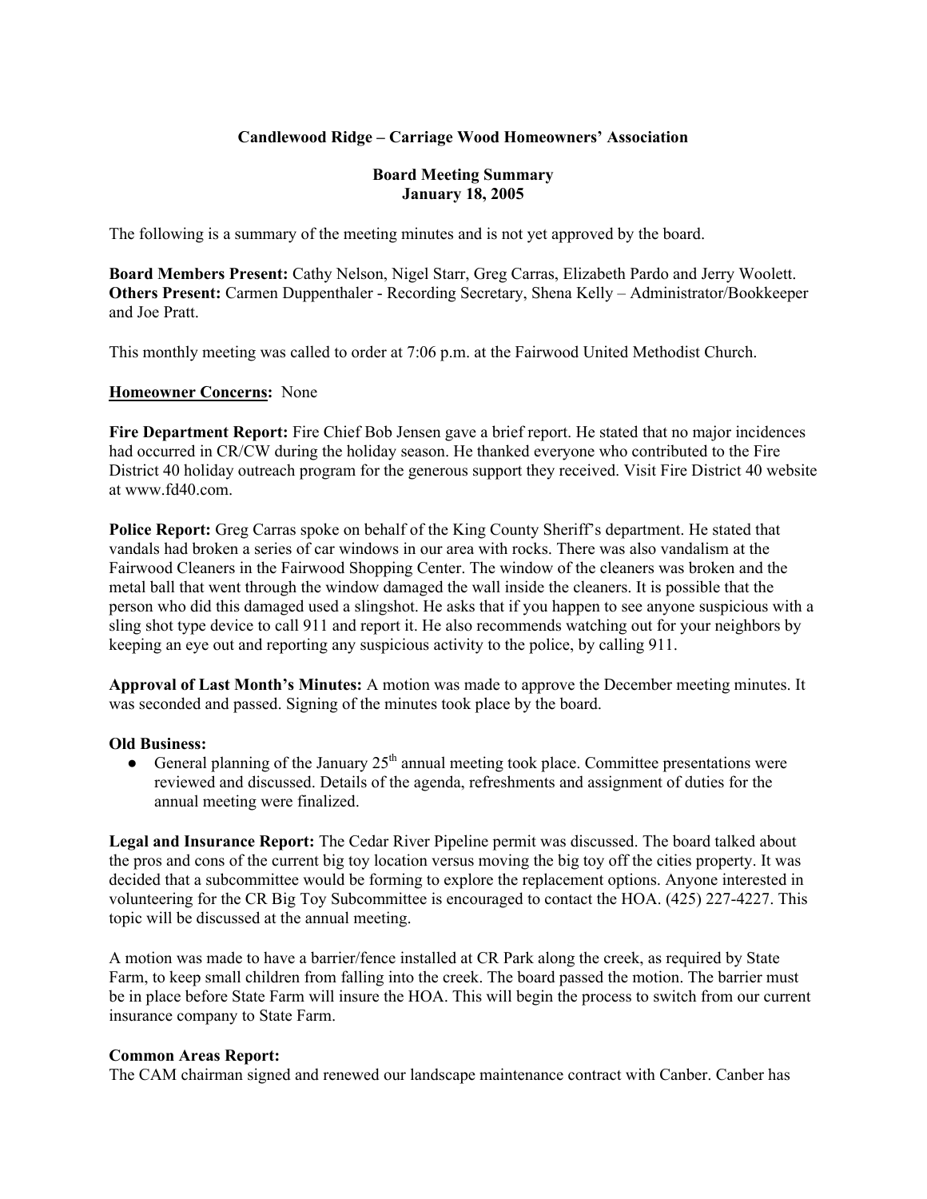**Candlewood Ridge – Carriage Wood Homeowners' Association**

**Board Meeting Summary**
**January 18, 2005**

The following is a summary of the meeting minutes and is not yet approved by the board.

**Board Members Present:** Cathy Nelson, Nigel Starr, Greg Carras, Elizabeth Pardo and Jerry Woolett.
**Others Present:** Carmen Duppenthaler - Recording Secretary, Shena Kelly – Administrator/Bookkeeper and Joe Pratt.

This monthly meeting was called to order at 7:06 p.m. at the Fairwood United Methodist Church.

**Homeowner Concerns:** None

**Fire Department Report:** Fire Chief Bob Jensen gave a brief report. He stated that no major incidences had occurred in CR/CW during the holiday season. He thanked everyone who contributed to the Fire District 40 holiday outreach program for the generous support they received. Visit Fire District 40 website at www.fd40.com.

**Police Report:** Greg Carras spoke on behalf of the King County Sheriff's department. He stated that vandals had broken a series of car windows in our area with rocks. There was also vandalism at the Fairwood Cleaners in the Fairwood Shopping Center. The window of the cleaners was broken and the metal ball that went through the window damaged the wall inside the cleaners. It is possible that the person who did this damaged used a slingshot. He asks that if you happen to see anyone suspicious with a sling shot type device to call 911 and report it. He also recommends watching out for your neighbors by keeping an eye out and reporting any suspicious activity to the police, by calling 911.

**Approval of Last Month's Minutes:** A motion was made to approve the December meeting minutes. It was seconded and passed. Signing of the minutes took place by the board.

**Old Business:**

- General planning of the January 25th annual meeting took place. Committee presentations were reviewed and discussed. Details of the agenda, refreshments and assignment of duties for the annual meeting were finalized.

**Legal and Insurance Report:** The Cedar River Pipeline permit was discussed. The board talked about the pros and cons of the current big toy location versus moving the big toy off the cities property. It was decided that a subcommittee would be forming to explore the replacement options. Anyone interested in volunteering for the CR Big Toy Subcommittee is encouraged to contact the HOA. (425) 227-4227. This topic will be discussed at the annual meeting.

A motion was made to have a barrier/fence installed at CR Park along the creek, as required by State Farm, to keep small children from falling into the creek. The board passed the motion. The barrier must be in place before State Farm will insure the HOA. This will begin the process to switch from our current insurance company to State Farm.

**Common Areas Report:**
The CAM chairman signed and renewed our landscape maintenance contract with Canber. Canber has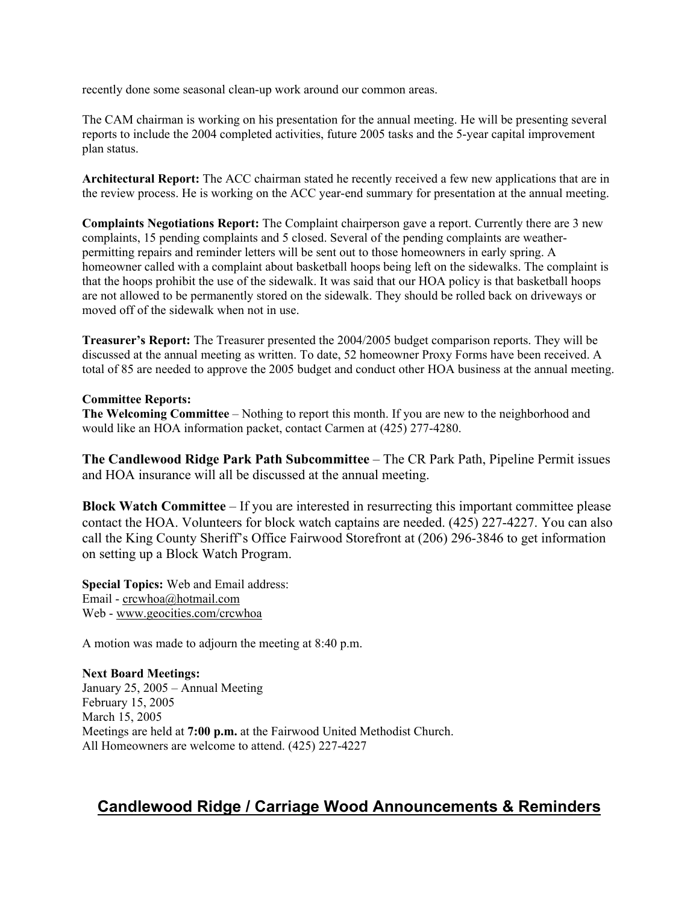recently done some seasonal clean-up work around our common areas.

The CAM chairman is working on his presentation for the annual meeting. He will be presenting several reports to include the 2004 completed activities, future 2005 tasks and the 5-year capital improvement plan status.

**Architectural Report:** The ACC chairman stated he recently received a few new applications that are in the review process. He is working on the ACC year-end summary for presentation at the annual meeting.

**Complaints Negotiations Report:** The Complaint chairperson gave a report. Currently there are 3 new complaints, 15 pending complaints and 5 closed. Several of the pending complaints are weather-permitting repairs and reminder letters will be sent out to those homeowners in early spring. A homeowner called with a complaint about basketball hoops being left on the sidewalks. The complaint is that the hoops prohibit the use of the sidewalk. It was said that our HOA policy is that basketball hoops are not allowed to be permanently stored on the sidewalk. They should be rolled back on driveways or moved off of the sidewalk when not in use.

**Treasurer's Report:** The Treasurer presented the 2004/2005 budget comparison reports. They will be discussed at the annual meeting as written. To date, 52 homeowner Proxy Forms have been received. A total of 85 are needed to approve the 2005 budget and conduct other HOA business at the annual meeting.

**Committee Reports:**

**The Welcoming Committee** – Nothing to report this month. If you are new to the neighborhood and would like an HOA information packet, contact Carmen at (425) 277-4280.

**The Candlewood Ridge Park Path Subcommittee** – The CR Park Path, Pipeline Permit issues and HOA insurance will all be discussed at the annual meeting.

**Block Watch Committee** – If you are interested in resurrecting this important committee please contact the HOA. Volunteers for block watch captains are needed. (425) 227-4227. You can also call the King County Sheriff's Office Fairwood Storefront at (206) 296-3846 to get information on setting up a Block Watch Program.

**Special Topics:** Web and Email address:
Email - crcwhoa@hotmail.com
Web - www.geocities.com/crcwhoa

A motion was made to adjourn the meeting at 8:40 p.m.

**Next Board Meetings:**
January 25, 2005 – Annual Meeting
February 15, 2005
March 15, 2005
Meetings are held at **7:00 p.m.** at the Fairwood United Methodist Church.
All Homeowners are welcome to attend. (425) 227-4227

## Candlewood Ridge / Carriage Wood Announcements & Reminders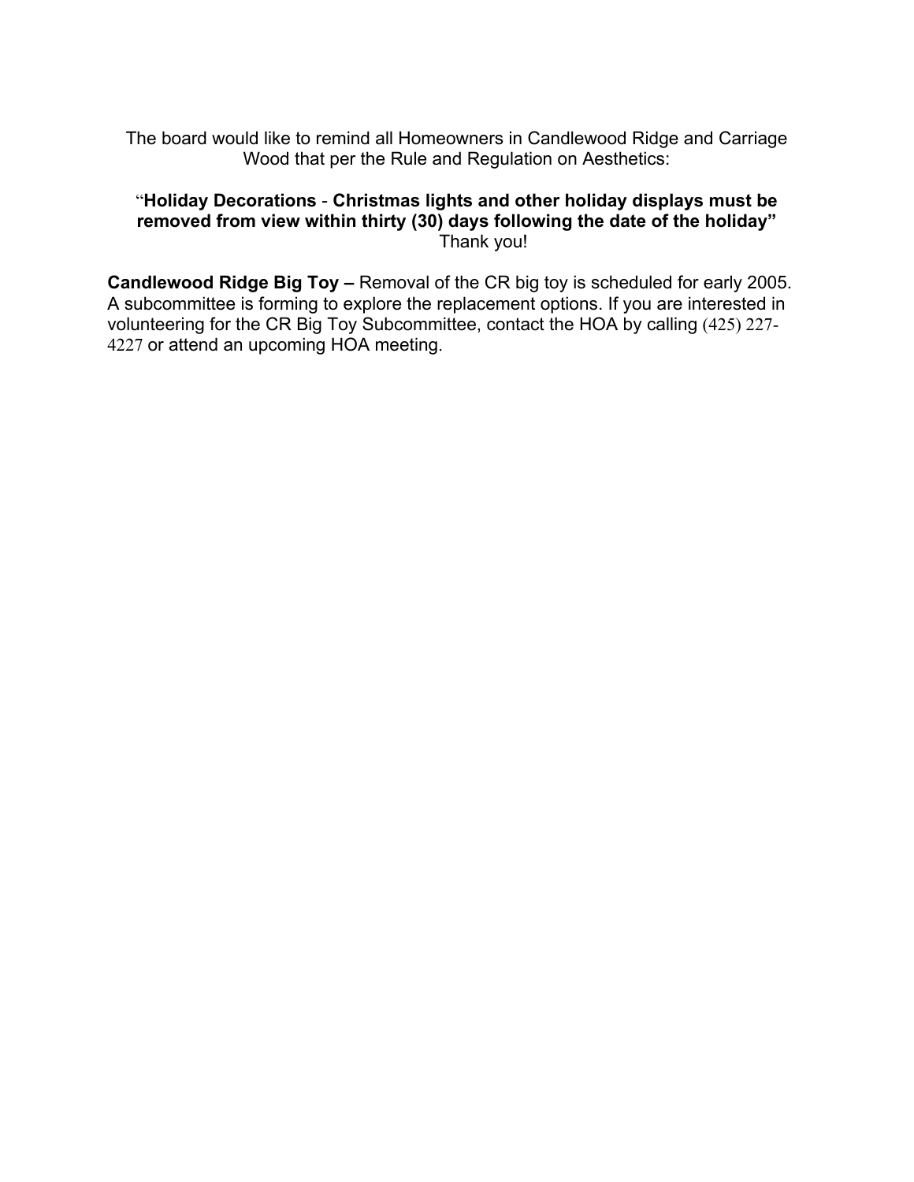The board would like to remind all Homeowners in Candlewood Ridge and Carriage Wood that per the Rule and Regulation on Aesthetics:

"**Holiday Decorations** - **Christmas lights and other holiday displays must be removed from view within thirty (30) days following the date of the holiday"**
Thank you!

**Candlewood Ridge Big Toy –** Removal of the CR big toy is scheduled for early 2005. A subcommittee is forming to explore the replacement options. If you are interested in volunteering for the CR Big Toy Subcommittee, contact the HOA by calling (425) 227-4227 or attend an upcoming HOA meeting.